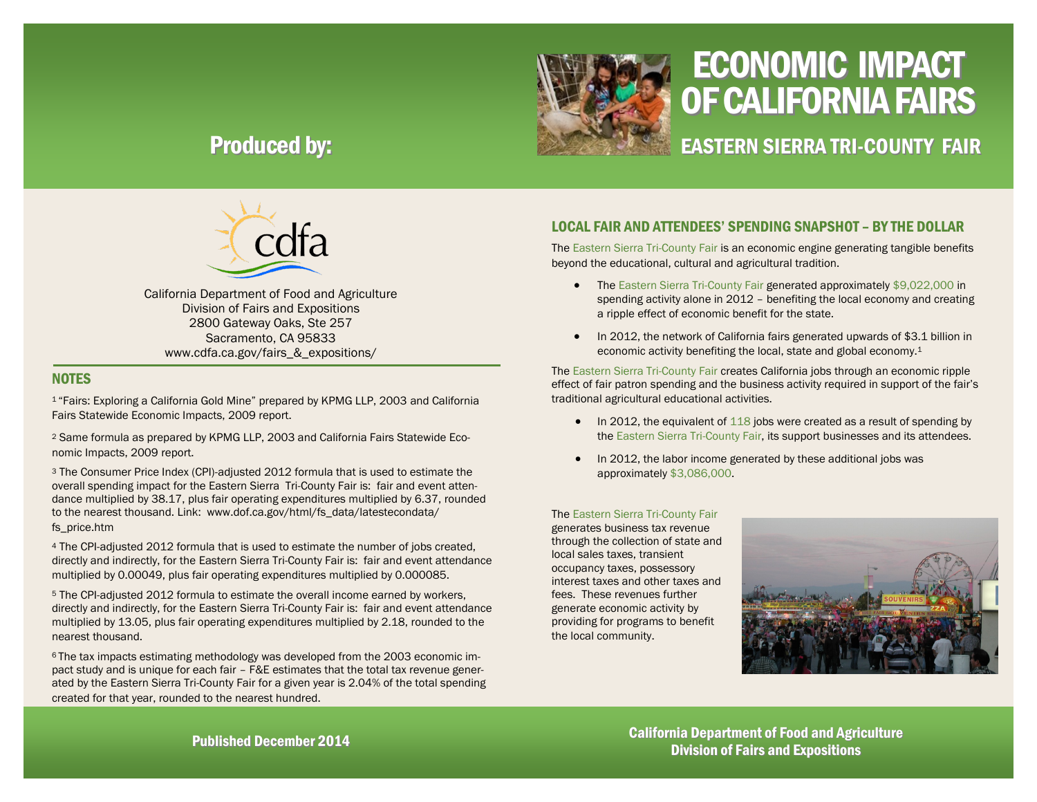# ECONOMIC IMPACT OF CALIFORNIA FAIRS

## EASTERN SIERRA TRI-COUNTY FAIR

## Produced by:

California Department of Food and Agriculture
Division of Fairs and Expositions
2800 Gateway Oaks, Ste 257
Sacramento, CA 95833
www.cdfa.ca.gov/fairs_&_expositions/

### LOCAL FAIR AND ATTENDEES' SPENDING SNAPSHOT – BY THE DOLLAR

The Eastern Sierra Tri-County Fair is an economic engine generating tangible benefits beyond the educational, cultural and agricultural tradition.

- The Eastern Sierra Tri-County Fair generated approximately $9,022,000 in spending activity alone in 2012 – benefiting the local economy and creating a ripple effect of economic benefit for the state.
- In 2012, the network of California fairs generated upwards of $3.1 billion in economic activity benefiting the local, state and global economy.[1]

The Eastern Sierra Tri-County Fair creates California jobs through an economic ripple effect of fair patron spending and the business activity required in support of the fair's traditional agricultural educational activities.

- In 2012, the equivalent of 118 jobs were created as a result of spending by the Eastern Sierra Tri-County Fair, its support businesses and its attendees.
- In 2012, the labor income generated by these additional jobs was approximately $3,086,000.

The Eastern Sierra Tri-County Fair generates business tax revenue through the collection of state and local sales taxes, transient occupancy taxes, possessory interest taxes and other taxes and fees. These revenues further generate economic activity by providing for programs to benefit the local community.

### NOTES

[1] "Fairs: Exploring a California Gold Mine" prepared by KPMG LLP, 2003 and California Fairs Statewide Economic Impacts, 2009 report.

[2] Same formula as prepared by KPMG LLP, 2003 and California Fairs Statewide Economic Impacts, 2009 report.

[3] The Consumer Price Index (CPI)-adjusted 2012 formula that is used to estimate the overall spending impact for the Eastern Sierra Tri-County Fair is: fair and event attendance multiplied by 38.17, plus fair operating expenditures multiplied by 6.37, rounded to the nearest thousand. Link: www.dof.ca.gov/html/fs_data/latestecondata/fs_price.htm

[4] The CPI-adjusted 2012 formula that is used to estimate the number of jobs created, directly and indirectly, for the Eastern Sierra Tri-County Fair is: fair and event attendance multiplied by 0.00049, plus fair operating expenditures multiplied by 0.000085.

[5] The CPI-adjusted 2012 formula to estimate the overall income earned by workers, directly and indirectly, for the Eastern Sierra Tri-County Fair is: fair and event attendance multiplied by 13.05, plus fair operating expenditures multiplied by 2.18, rounded to the nearest thousand.

[6] The tax impacts estimating methodology was developed from the 2003 economic impact study and is unique for each fair – F&E estimates that the total tax revenue generated by the Eastern Sierra Tri-County Fair for a given year is 2.04% of the total spending created for that year, rounded to the nearest hundred.

Published December 2014

California Department of Food and Agriculture
Division of Fairs and Expositions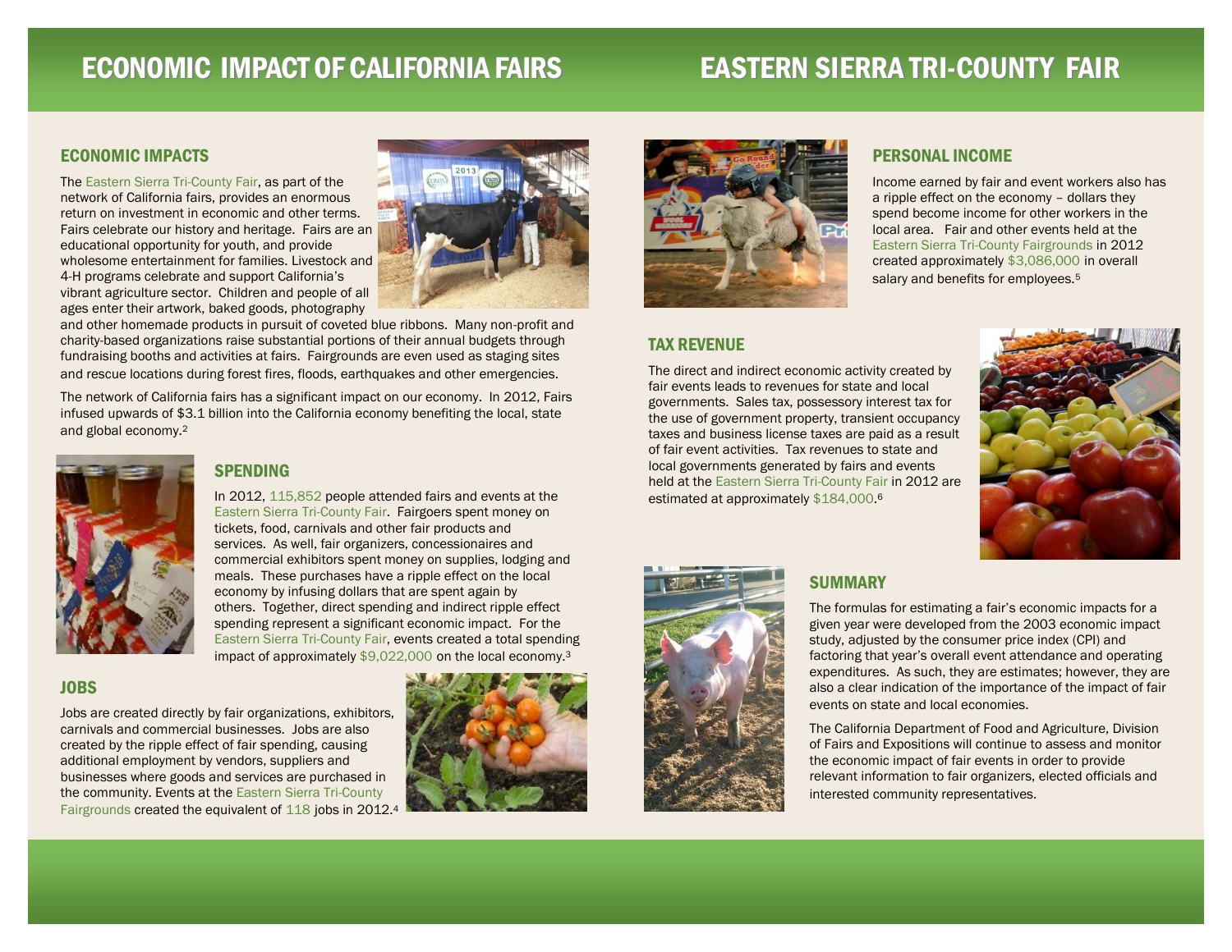# ECONOMIC IMPACT OF CALIFORNIA FAIRS

## ECONOMIC IMPACTS

The Eastern Sierra Tri-County Fair, as part of the network of California fairs, provides an enormous return on investment in economic and other terms. Fairs celebrate our history and heritage. Fairs are an educational opportunity for youth, and provide wholesome entertainment for families. Livestock and 4-H programs celebrate and support California's vibrant agriculture sector. Children and people of all ages enter their artwork, baked goods, photography and other homemade products in pursuit of coveted blue ribbons. Many non-profit and charity-based organizations raise substantial portions of their annual budgets through fundraising booths and activities at fairs. Fairgrounds are even used as staging sites and rescue locations during forest fires, floods, earthquakes and other emergencies.

The network of California fairs has a significant impact on our economy. In 2012, Fairs infused upwards of $3.1 billion into the California economy benefiting the local, state and global economy.[2]

## SPENDING

In 2012, 115,852 people attended fairs and events at the Eastern Sierra Tri-County Fair. Fairgoers spent money on tickets, food, carnivals and other fair products and services. As well, fair organizers, concessionaires and commercial exhibitors spent money on supplies, lodging and meals. These purchases have a ripple effect on the local economy by infusing dollars that are spent again by others. Together, direct spending and indirect ripple effect spending represent a significant economic impact. For the Eastern Sierra Tri-County Fair, events created a total spending impact of approximately $9,022,000 on the local economy.[3]

## JOBS

Jobs are created directly by fair organizations, exhibitors, carnivals and commercial businesses. Jobs are also created by the ripple effect of fair spending, causing additional employment by vendors, suppliers and businesses where goods and services are purchased in the community. Events at the Eastern Sierra Tri-County Fairgrounds created the equivalent of 118 jobs in 2012.[4]

# EASTERN SIERRA TRI-COUNTY FAIR

## PERSONAL INCOME

Income earned by fair and event workers also has a ripple effect on the economy – dollars they spend become income for other workers in the local area. Fair and other events held at the Eastern Sierra Tri-County Fairgrounds in 2012 created approximately $3,086,000 in overall salary and benefits for employees.[5]

## TAX REVENUE

The direct and indirect economic activity created by fair events leads to revenues for state and local governments. Sales tax, possessory interest tax for the use of government property, transient occupancy taxes and business license taxes are paid as a result of fair event activities. Tax revenues to state and local governments generated by fairs and events held at the Eastern Sierra Tri-County Fair in 2012 are estimated at approximately $184,000.[6]

## SUMMARY

The formulas for estimating a fair's economic impacts for a given year were developed from the 2003 economic impact study, adjusted by the consumer price index (CPI) and factoring that year's overall event attendance and operating expenditures. As such, they are estimates; however, they are also a clear indication of the importance of the impact of fair events on state and local economies.

The California Department of Food and Agriculture, Division of Fairs and Expositions will continue to assess and monitor the economic impact of fair events in order to provide relevant information to fair organizers, elected officials and interested community representatives.